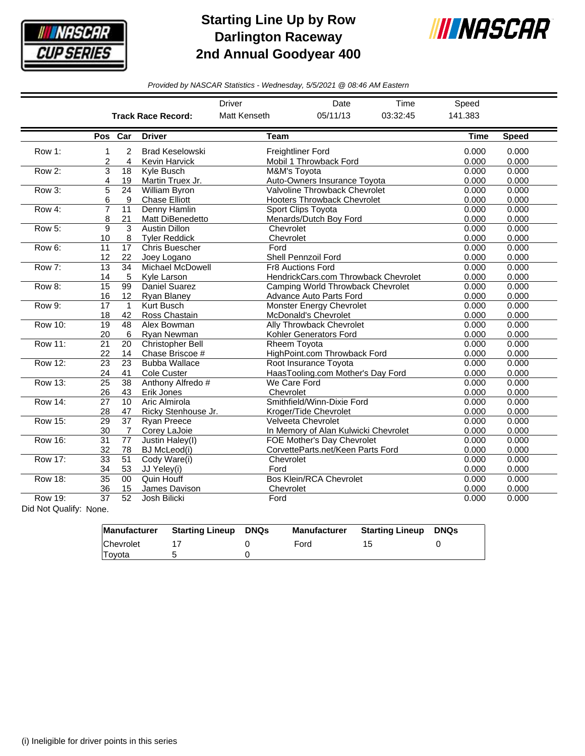# Starting Line Up by Row
# Darlington Raceway
# 2nd Annual Goodyear 400

*Provided by NASCAR Statistics - Wednesday, 5/5/2021 @ 08:46 AM Eastern*

| | Driver | Date | Time | Speed |
|---|---|---|---|---|
| **Track Race Record:** | Matt Kenseth | 05/11/13 | 03:32:45 | 141.383 |

| | Pos | Car | Driver | Team | Time | Speed |
|---|---|---|---|---|---|---|
| Row 1: | 1 | 2 | Brad Keselowski | Freightliner Ford | 0.000 | 0.000 |
| | 2 | 4 | Kevin Harvick | Mobil 1 Throwback Ford | 0.000 | 0.000 |
| Row 2: | 3 | 18 | Kyle Busch | M&M's Toyota | 0.000 | 0.000 |
| | 4 | 19 | Martin Truex Jr. | Auto-Owners Insurance Toyota | 0.000 | 0.000 |
| Row 3: | 5 | 24 | William Byron | Valvoline Throwback Chevrolet | 0.000 | 0.000 |
| | 6 | 9 | Chase Elliott | Hooters Throwback Chevrolet | 0.000 | 0.000 |
| Row 4: | 7 | 11 | Denny Hamlin | Sport Clips Toyota | 0.000 | 0.000 |
| | 8 | 21 | Matt DiBenedetto | Menards/Dutch Boy Ford | 0.000 | 0.000 |
| Row 5: | 9 | 3 | Austin Dillon | Chevrolet | 0.000 | 0.000 |
| | 10 | 8 | Tyler Reddick | Chevrolet | 0.000 | 0.000 |
| Row 6: | 11 | 17 | Chris Buescher | Ford | 0.000 | 0.000 |
| | 12 | 22 | Joey Logano | Shell Pennzoil Ford | 0.000 | 0.000 |
| Row 7: | 13 | 34 | Michael McDowell | Fr8 Auctions Ford | 0.000 | 0.000 |
| | 14 | 5 | Kyle Larson | HendrickCars.com Throwback Chevrolet | 0.000 | 0.000 |
| Row 8: | 15 | 99 | Daniel Suarez | Camping World Throwback Chevrolet | 0.000 | 0.000 |
| | 16 | 12 | Ryan Blaney | Advance Auto Parts Ford | 0.000 | 0.000 |
| Row 9: | 17 | 1 | Kurt Busch | Monster Energy Chevrolet | 0.000 | 0.000 |
| | 18 | 42 | Ross Chastain | McDonald's Chevrolet | 0.000 | 0.000 |
| Row 10: | 19 | 48 | Alex Bowman | Ally Throwback Chevrolet | 0.000 | 0.000 |
| | 20 | 6 | Ryan Newman | Kohler Generators Ford | 0.000 | 0.000 |
| Row 11: | 21 | 20 | Christopher Bell | Rheem Toyota | 0.000 | 0.000 |
| | 22 | 14 | Chase Briscoe # | HighPoint.com Throwback Ford | 0.000 | 0.000 |
| Row 12: | 23 | 23 | Bubba Wallace | Root Insurance Toyota | 0.000 | 0.000 |
| | 24 | 41 | Cole Custer | HaasTooling.com Mother's Day Ford | 0.000 | 0.000 |
| Row 13: | 25 | 38 | Anthony Alfredo # | We Care Ford | 0.000 | 0.000 |
| | 26 | 43 | Erik Jones | Chevrolet | 0.000 | 0.000 |
| Row 14: | 27 | 10 | Aric Almirola | Smithfield/Winn-Dixie Ford | 0.000 | 0.000 |
| | 28 | 47 | Ricky Stenhouse Jr. | Kroger/Tide Chevrolet | 0.000 | 0.000 |
| Row 15: | 29 | 37 | Ryan Preece | Velveeta Chevrolet | 0.000 | 0.000 |
| | 30 | 7 | Corey LaJoie | In Memory of Alan Kulwicki Chevrolet | 0.000 | 0.000 |
| Row 16: | 31 | 77 | Justin Haley(I) | FOE Mother's Day Chevrolet | 0.000 | 0.000 |
| | 32 | 78 | BJ McLeod(i) | CorvetteParts.net/Keen Parts Ford | 0.000 | 0.000 |
| Row 17: | 33 | 51 | Cody Ware(i) | Chevrolet | 0.000 | 0.000 |
| | 34 | 53 | JJ Yeley(i) | Ford | 0.000 | 0.000 |
| Row 18: | 35 | 00 | Quin Houff | Bos Klein/RCA Chevrolet | 0.000 | 0.000 |
| | 36 | 15 | James Davison | Chevrolet | 0.000 | 0.000 |
| Row 19: | 37 | 52 | Josh Bilicki | Ford | 0.000 | 0.000 |

Did Not Qualify: None.

| Manufacturer | Starting Lineup | DNQs | Manufacturer | Starting Lineup | DNQs |
|---|---|---|---|---|---|
| Chevrolet | 17 | 0 | Ford | 15 | 0 |
| Toyota | 5 | 0 | | | |

(i) Ineligible for driver points in this series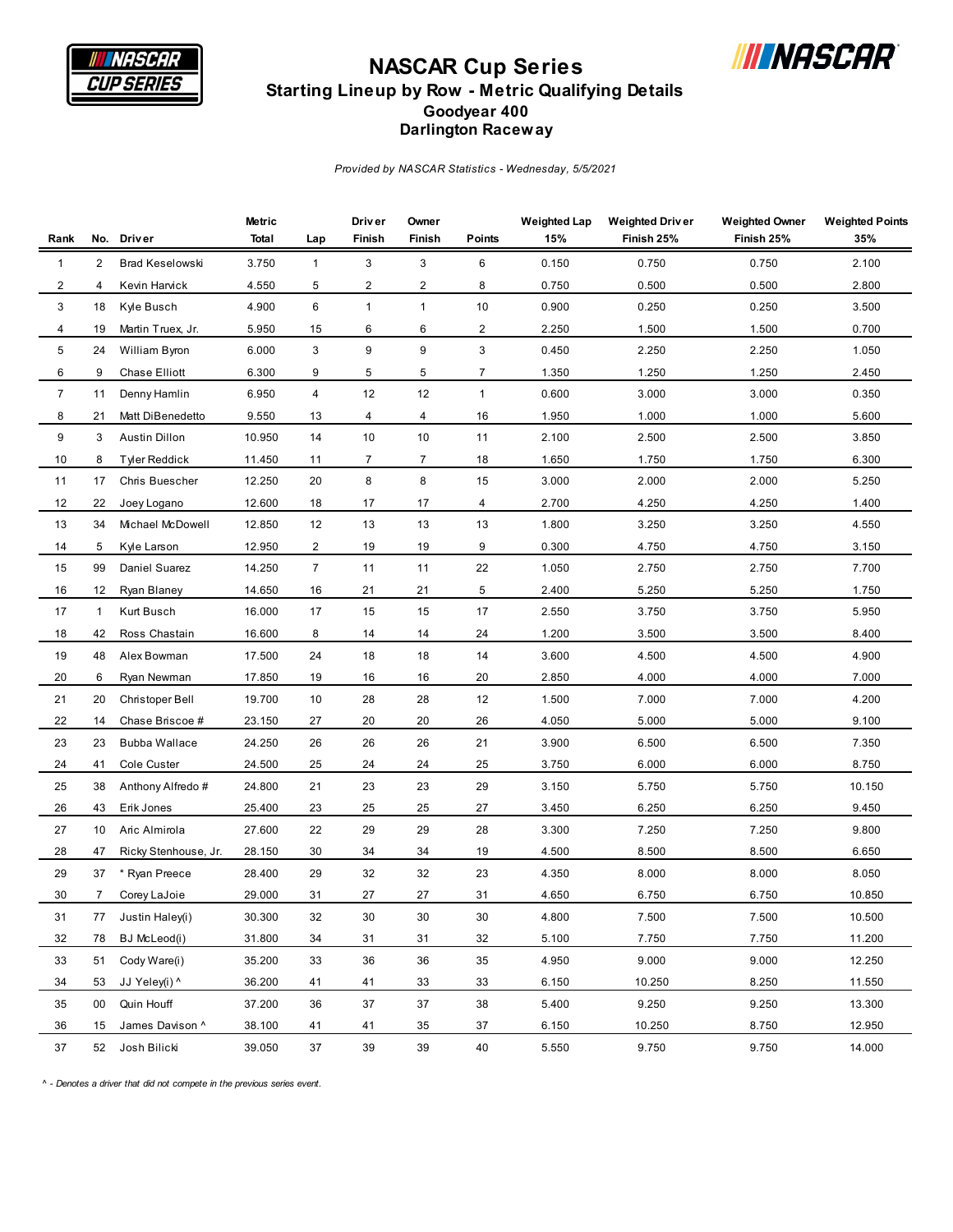# NASCAR Cup Series

## Starting Lineup by Row - Metric Qualifying Details

### Goodyear 400

### Darlington Raceway

*Provided by NASCAR Statistics - Wednesday, 5/5/2021*

| Rank | No. | Driver | Metric Total | Lap | Driver Finish | Owner Finish | Points | Weighted Lap 15% | Weighted Driver Finish 25% | Weighted Owner Finish 25% | Weighted Points 35% |
|---|---|---|---|---|---|---|---|---|---|---|---|
| 1 | 2 | Brad Keselowski | 3.750 | 1 | 3 | 3 | 6 | 0.150 | 0.750 | 0.750 | 2.100 |
| 2 | 4 | Kevin Harvick | 4.550 | 5 | 2 | 2 | 8 | 0.750 | 0.500 | 0.500 | 2.800 |
| 3 | 18 | Kyle Busch | 4.900 | 6 | 1 | 1 | 10 | 0.900 | 0.250 | 0.250 | 3.500 |
| 4 | 19 | Martin Truex, Jr. | 5.950 | 15 | 6 | 6 | 2 | 2.250 | 1.500 | 1.500 | 0.700 |
| 5 | 24 | William Byron | 6.000 | 3 | 9 | 9 | 3 | 0.450 | 2.250 | 2.250 | 1.050 |
| 6 | 9 | Chase Elliott | 6.300 | 9 | 5 | 5 | 7 | 1.350 | 1.250 | 1.250 | 2.450 |
| 7 | 11 | Denny Hamlin | 6.950 | 4 | 12 | 12 | 1 | 0.600 | 3.000 | 3.000 | 0.350 |
| 8 | 21 | Matt DiBenedetto | 9.550 | 13 | 4 | 4 | 16 | 1.950 | 1.000 | 1.000 | 5.600 |
| 9 | 3 | Austin Dillon | 10.950 | 14 | 10 | 10 | 11 | 2.100 | 2.500 | 2.500 | 3.850 |
| 10 | 8 | Tyler Reddick | 11.450 | 11 | 7 | 7 | 18 | 1.650 | 1.750 | 1.750 | 6.300 |
| 11 | 17 | Chris Buescher | 12.250 | 20 | 8 | 8 | 15 | 3.000 | 2.000 | 2.000 | 5.250 |
| 12 | 22 | Joey Logano | 12.600 | 18 | 17 | 17 | 4 | 2.700 | 4.250 | 4.250 | 1.400 |
| 13 | 34 | Michael McDowell | 12.850 | 12 | 13 | 13 | 13 | 1.800 | 3.250 | 3.250 | 4.550 |
| 14 | 5 | Kyle Larson | 12.950 | 2 | 19 | 19 | 9 | 0.300 | 4.750 | 4.750 | 3.150 |
| 15 | 99 | Daniel Suarez | 14.250 | 7 | 11 | 11 | 22 | 1.050 | 2.750 | 2.750 | 7.700 |
| 16 | 12 | Ryan Blaney | 14.650 | 16 | 21 | 21 | 5 | 2.400 | 5.250 | 5.250 | 1.750 |
| 17 | 1 | Kurt Busch | 16.000 | 17 | 15 | 15 | 17 | 2.550 | 3.750 | 3.750 | 5.950 |
| 18 | 42 | Ross Chastain | 16.600 | 8 | 14 | 14 | 24 | 1.200 | 3.500 | 3.500 | 8.400 |
| 19 | 48 | Alex Bowman | 17.500 | 24 | 18 | 18 | 14 | 3.600 | 4.500 | 4.500 | 4.900 |
| 20 | 6 | Ryan Newman | 17.850 | 19 | 16 | 16 | 20 | 2.850 | 4.000 | 4.000 | 7.000 |
| 21 | 20 | Christoper Bell | 19.700 | 10 | 28 | 28 | 12 | 1.500 | 7.000 | 7.000 | 4.200 |
| 22 | 14 | Chase Briscoe # | 23.150 | 27 | 20 | 20 | 26 | 4.050 | 5.000 | 5.000 | 9.100 |
| 23 | 23 | Bubba Wallace | 24.250 | 26 | 26 | 26 | 21 | 3.900 | 6.500 | 6.500 | 7.350 |
| 24 | 41 | Cole Custer | 24.500 | 25 | 24 | 24 | 25 | 3.750 | 6.000 | 6.000 | 8.750 |
| 25 | 38 | Anthony Alfredo # | 24.800 | 21 | 23 | 23 | 29 | 3.150 | 5.750 | 5.750 | 10.150 |
| 26 | 43 | Erik Jones | 25.400 | 23 | 25 | 25 | 27 | 3.450 | 6.250 | 6.250 | 9.450 |
| 27 | 10 | Aric Almirola | 27.600 | 22 | 29 | 29 | 28 | 3.300 | 7.250 | 7.250 | 9.800 |
| 28 | 47 | Ricky Stenhouse, Jr. | 28.150 | 30 | 34 | 34 | 19 | 4.500 | 8.500 | 8.500 | 6.650 |
| 29 | 37 | * Ryan Preece | 28.400 | 29 | 32 | 32 | 23 | 4.350 | 8.000 | 8.000 | 8.050 |
| 30 | 7 | Corey LaJoie | 29.000 | 31 | 27 | 27 | 31 | 4.650 | 6.750 | 6.750 | 10.850 |
| 31 | 77 | Justin Haley(i) | 30.300 | 32 | 30 | 30 | 30 | 4.800 | 7.500 | 7.500 | 10.500 |
| 32 | 78 | BJ McLeod(i) | 31.800 | 34 | 31 | 31 | 32 | 5.100 | 7.750 | 7.750 | 11.200 |
| 33 | 51 | Cody Ware(i) | 35.200 | 33 | 36 | 36 | 35 | 4.950 | 9.000 | 9.000 | 12.250 |
| 34 | 53 | JJ Yeley(i) ^ | 36.200 | 41 | 41 | 33 | 33 | 6.150 | 10.250 | 8.250 | 11.550 |
| 35 | 00 | Quin Houff | 37.200 | 36 | 37 | 37 | 38 | 5.400 | 9.250 | 9.250 | 13.300 |
| 36 | 15 | James Davison ^ | 38.100 | 41 | 41 | 35 | 37 | 6.150 | 10.250 | 8.750 | 12.950 |
| 37 | 52 | Josh Bilicki | 39.050 | 37 | 39 | 39 | 40 | 5.550 | 9.750 | 9.750 | 14.000 |

*^ - Denotes a driver that did not compete in the previous series event.*